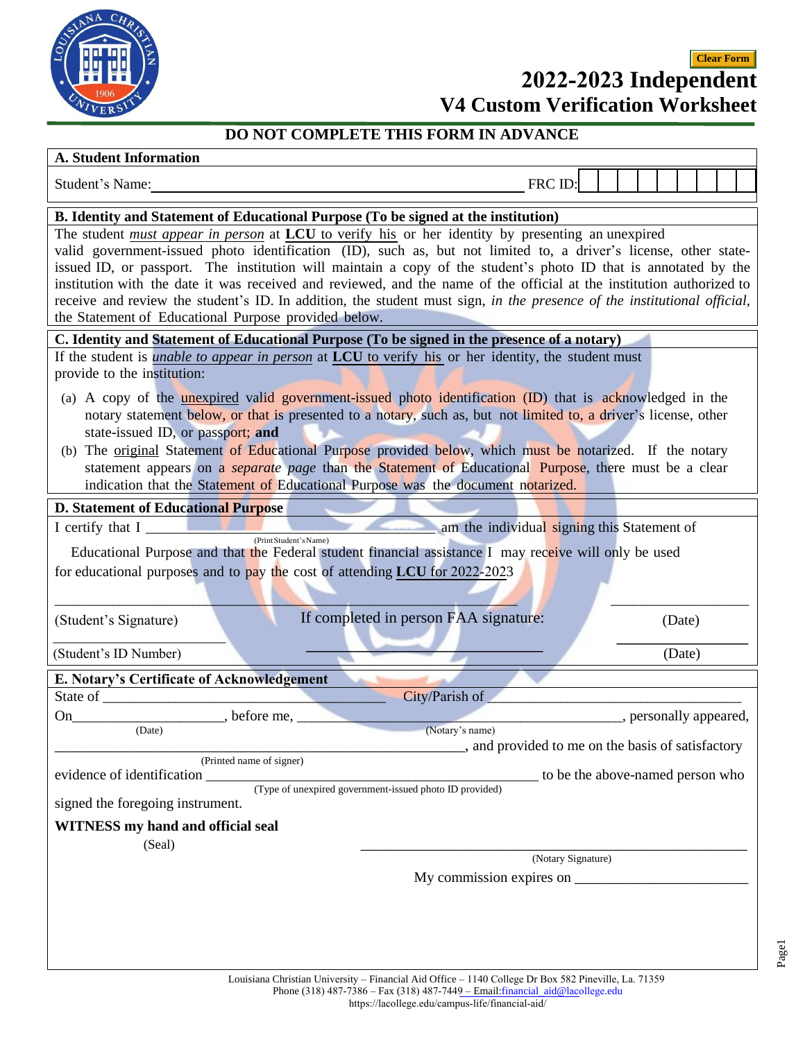Clear Form

# 2022-2023 Independent V4 Custom Verification Worksheet

**DO NOT COMPLETE THIS FORM IN ADVANCE**

## A. Student Information

Student's Name: ________________________________________ FRC ID: | | | | | | | | | |

## B. Identity and Statement of Educational Purpose (To be signed at the institution)

The student *must appear in person* at **LCU** to verify his or her identity by presenting an unexpired valid government-issued photo identification (ID), such as, but not limited to, a driver's license, other state-issued ID, or passport. The institution will maintain a copy of the student's photo ID that is annotated by the institution with the date it was received and reviewed, and the name of the official at the institution authorized to receive and review the student's ID. In addition, the student must sign, *in the presence of the institutional official*, the Statement of Educational Purpose provided below.

## C. Identity and Statement of Educational Purpose (To be signed in the presence of a notary)

If the student is *unable to appear in person* at **LCU** to verify his or her identity, the student must provide to the institution:

(a) A copy of the unexpired valid government-issued photo identification (ID) that is acknowledged in the notary statement below, or that is presented to a notary, such as, but not limited to, a driver's license, other state-issued ID, or passport; **and**

(b) The original Statement of Educational Purpose provided below, which must be notarized. If the notary statement appears on a *separate page* than the Statement of Educational Purpose, there must be a clear indication that the Statement of Educational Purpose was the document notarized.

## D. Statement of Educational Purpose

I certify that I ________________________________ am the individual signing this Statement of
(Print Student's Name)
Educational Purpose and that the Federal student financial assistance I may receive will only be used for educational purposes and to pay the cost of attending **LCU** for 2022-2023

________________________________________ ____________
(Student's Signature) If completed in person FAA signature: (Date)

____________________ ________________________ ____________
(Student's ID Number) (Date)

## E. Notary's Certificate of Acknowledgement

State of ________________________ City/Parish of ________________________

On__________________, before me, ________________________________, personally appeared,
(Date) (Notary's name)

________________________________________, and provided to me on the basis of satisfactory
(Printed name of signer)

evidence of identification ________________________________ to be the above-named person who
(Type of unexpired government-issued photo ID provided)

signed the foregoing instrument.

**WITNESS my hand and official seal**

(Seal) ________________________________________
(Notary Signature)

My commission expires on ____________________

Louisiana Christian University – Financial Aid Office – 1140 College Dr Box 582 Pineville, La. 71359
Phone (318) 487-7386 – Fax (318) 487-7449 – Email:financial_aid@lacollege.edu
https://lacollege.edu/campus-life/financial-aid/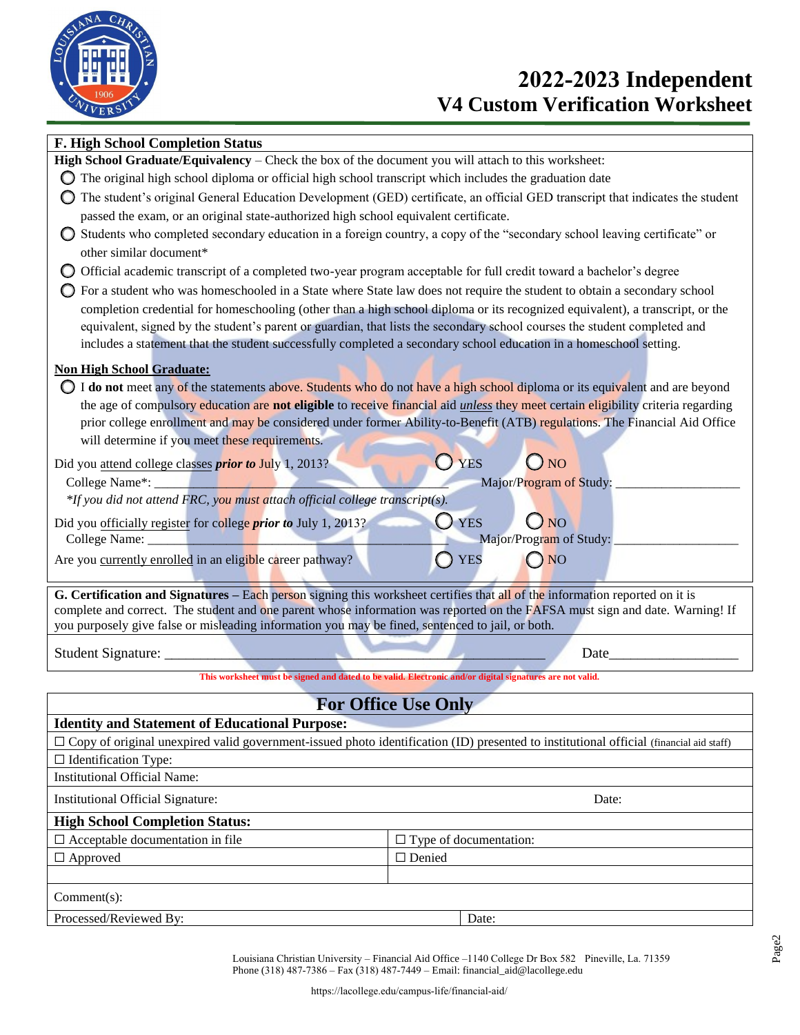# 2022-2023 Independent
## V4 Custom Verification Worksheet

### F. High School Completion Status

**High School Graduate/Equivalency** – Check the box of the document you will attach to this worksheet:

- ◯ The original high school diploma or official high school transcript which includes the graduation date
- ◯ The student's original General Education Development (GED) certificate, an official GED transcript that indicates the student passed the exam, or an original state-authorized high school equivalent certificate.
- ◯ Students who completed secondary education in a foreign country, a copy of the "secondary school leaving certificate" or other similar document*
- ◯ Official academic transcript of a completed two-year program acceptable for full credit toward a bachelor's degree
- ◯ For a student who was homeschooled in a State where State law does not require the student to obtain a secondary school completion credential for homeschooling (other than a high school diploma or its recognized equivalent), a transcript, or the equivalent, signed by the student's parent or guardian, that lists the secondary school courses the student completed and includes a statement that the student successfully completed a secondary school education in a homeschool setting.

**Non High School Graduate:**

- ◯ I **do not** meet any of the statements above. Students who do not have a high school diploma or its equivalent and are beyond the age of compulsory education are **not eligible** to receive financial aid *unless* they meet certain eligibility criteria regarding prior college enrollment and may be considered under former Ability-to-Benefit (ATB) regulations. The Financial Aid Office will determine if you meet these requirements.

Did you attend college classes ***prior to*** July 1, 2013? ◯ YES ◯ NO

College Name*: ____________________ Major/Program of Study: ____________________

*\*If you did not attend FRC, you must attach official college transcript(s).*

Did you officially register for college ***prior to*** July 1, 2013? ◯ YES ◯ NO

College Name: ____________________ Major/Program of Study: ____________________

Are you currently enrolled in an eligible career pathway? ◯ YES ◯ NO

### G. Certification and Signatures

**G. Certification and Signatures –** Each person signing this worksheet certifies that all of the information reported on it is complete and correct. The student and one parent whose information was reported on the FAFSA must sign and date. Warning! If you purposely give false or misleading information you may be fined, sentenced to jail, or both.

Student Signature: ______________________________ Date__________________

**This worksheet must be signed and dated to be valid. Electronic and/or digital signatures are not valid.**

| For Office Use Only | |
|---|---|
| **Identity and Statement of Educational Purpose:** | |
| ☐ Copy of original unexpired valid government-issued photo identification (ID) presented to institutional official (financial aid staff) | |
| ☐ Identification Type: | |
| Institutional Official Name: | |
| Institutional Official Signature: | Date: |
| **High School Completion Status:** | |
| ☐ Acceptable documentation in file | ☐ Type of documentation: |
| ☐ Approved | ☐ Denied |
| | |
| Comment(s): | |
| Processed/Reviewed By: | Date: |

Louisiana Christian University – Financial Aid Office –1140 College Dr Box 582 Pineville, La. 71359
Phone (318) 487-7386 – Fax (318) 487-7449 – Email: financial_aid@lacollege.edu

https://lacollege.edu/campus-life/financial-aid/